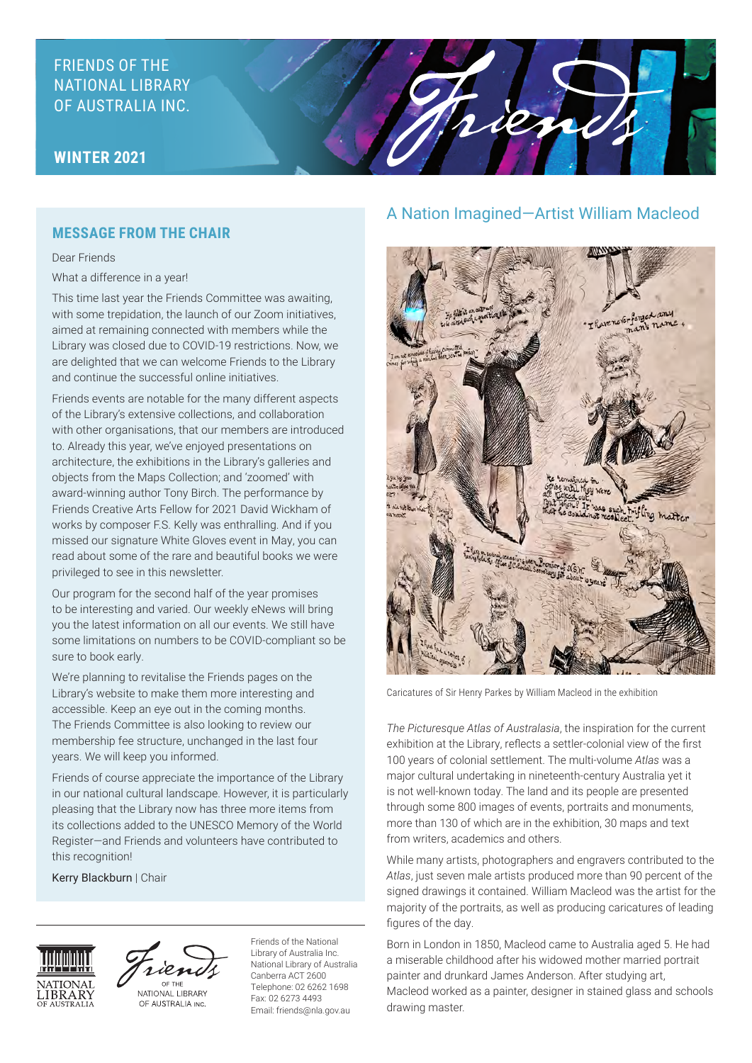FRIENDS OF THE NATIONAL LIBRARY OF AUSTRALIA INC.

**WINTER 2021**

## MESSAGE FROM THE CHAIR

Dear Friends

What a difference in a year!

This time last year the Friends Committee was awaiting, with some trepidation, the launch of our Zoom initiatives, aimed at remaining connected with members while the Library was closed due to COVID-19 restrictions. Now, we are delighted that we can welcome Friends to the Library and continue the successful online initiatives.

Friends events are notable for the many different aspects of the Library's extensive collections, and collaboration with other organisations, that our members are introduced to. Already this year, we've enjoyed presentations on architecture, the exhibitions in the Library's galleries and objects from the Maps Collection; and 'zoomed' with award-winning author Tony Birch. The performance by Friends Creative Arts Fellow for 2021 David Wickham of works by composer F.S. Kelly was enthralling. And if you missed our signature White Gloves event in May, you can read about some of the rare and beautiful books we were privileged to see in this newsletter.

Our program for the second half of the year promises to be interesting and varied. Our weekly eNews will bring you the latest information on all our events. We still have some limitations on numbers to be COVID-compliant so be sure to book early.

We're planning to revitalise the Friends pages on the Library's website to make them more interesting and accessible. Keep an eye out in the coming months. The Friends Committee is also looking to review our membership fee structure, unchanged in the last four years. We will keep you informed.

Friends of course appreciate the importance of the Library in our national cultural landscape. However, it is particularly pleasing that the Library now has three more items from its collections added to the UNESCO Memory of the World Register—and Friends and volunteers have contributed to this recognition!

Kerry Blackburn | Chair

Friends of the National Library of Australia Inc.
National Library of Australia
Canberra ACT 2600
Telephone: 02 6262 1698
Fax: 02 6273 4493
Email: friends@nla.gov.au

## A Nation Imagined—Artist William Macleod

Caricatures of Sir Henry Parkes by William Macleod in the exhibition

*The Picturesque Atlas of Australasia*, the inspiration for the current exhibition at the Library, reflects a settler-colonial view of the first 100 years of colonial settlement. The multi-volume *Atlas* was a major cultural undertaking in nineteenth-century Australia yet it is not well-known today. The land and its people are presented through some 800 images of events, portraits and monuments, more than 130 of which are in the exhibition, 30 maps and text from writers, academics and others.

While many artists, photographers and engravers contributed to the *Atlas*, just seven male artists produced more than 90 percent of the signed drawings it contained. William Macleod was the artist for the majority of the portraits, as well as producing caricatures of leading figures of the day.

Born in London in 1850, Macleod came to Australia aged 5. He had a miserable childhood after his widowed mother married portrait painter and drunkard James Anderson. After studying art, Macleod worked as a painter, designer in stained glass and schools drawing master.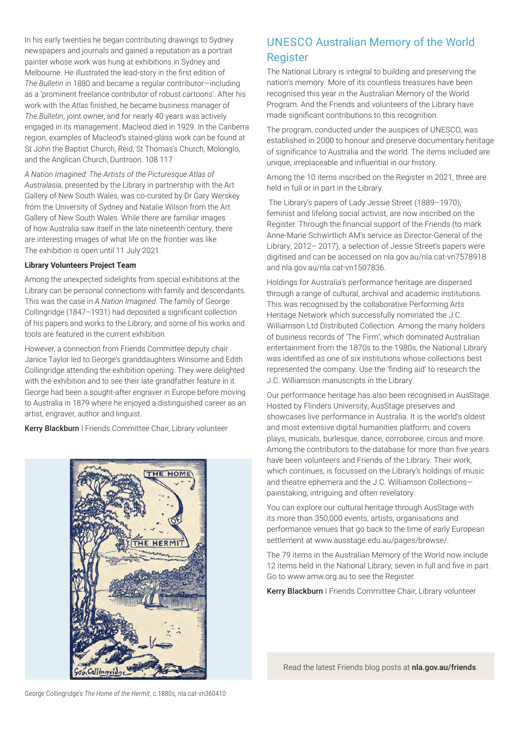In his early twenties he began contributing drawings to Sydney newspapers and journals and gained a reputation as a portrait painter whose work was hung at exhibitions in Sydney and Melbourne. He illustrated the lead-story in the first edition of *The Bulletin* in 1880 and became a regular contributor—including as a 'prominent freelance contributor of robust cartoons'. After his work with the *Atlas* finished, he became business manager of *The Bulletin*, joint owner, and for nearly 40 years was actively engaged in its management. Macleod died in 1929. In the Canberra region, examples of Macleod's stained-glass work can be found at St John the Baptist Church, Reid, St Thomas's Church, Molonglo, and the Anglican Church, Duntroon. 108 117

*A Nation Imagined: The Artists of the Picturesque Atlas of Australasia*, presented by the Library in partnership with the Art Gallery of New South Wales, was co-curated by Dr Gary Werskey from the University of Sydney and Natalie Wilson from the Art Gallery of New South Wales. While there are familiar images of how Australia saw itself in the late nineteenth century, there are interesting images of what life on the frontier was like. The exhibition is open until 11 July 2021.

**Library Volunteers Project Team**

Among the unexpected sidelights from special exhibitions at the Library can be personal connections with family and descendants. This was the case in *A Nation Imagined*. The family of George Collingridge (1847–1931) had deposited a significant collection of his papers and works to the Library, and some of his works and tools are featured in the current exhibition.

However, a connection from Friends Committee deputy chair Janice Taylor led to George's granddaughters Winsome and Edith Collingridge attending the exhibition opening. They were delighted with the exhibition and to see their late grandfather feature in it. George had been a sought-after engraver in Europe before moving to Australia in 1879 where he enjoyed a distinguished career as an artist, engraver, author and linguist.

**Kerry Blackburn** I Friends Committee Chair, Library volunteer

George Collingridge's *The Home of the Hermit*, c.1880s, nla.cat-vn360410

## UNESCO Australian Memory of the World Register

The National Library is integral to building and preserving the nation's memory. More of its countless treasures have been recognised this year in the Australian Memory of the World Program. And the Friends and volunteers of the Library have made significant contributions to this recognition.

The program, conducted under the auspices of UNESCO, was established in 2000 to honour and preserve documentary heritage of significance to Australia and the world. The items included are unique, irreplaceable and influential in our history.

Among the 10 items inscribed on the Register in 2021, three are held in full or in part in the Library.

The Library's papers of Lady Jessie Street (1889–1970), feminist and lifelong social activist, are now inscribed on the Register. Through the financial support of the Friends (to mark Anne-Marie Schwirtlich AM's service as Director-General of the Library, 2012– 2017), a selection of Jessie Street's papers were digitised and can be accessed on nla.gov.au/nla.cat-vn7578918 and nla.gov.au/nla.cat-vn1507836.

Holdings for Australia's performance heritage are dispersed through a range of cultural, archival and academic institutions. This was recognised by the collaborative Performing Arts Heritage Network which successfully nominated the J.C. Williamson Ltd Distributed Collection. Among the many holders of business records of 'The Firm', which dominated Australian entertainment from the 1870s to the 1980s, the National Library was identified as one of six institutions whose collections best represented the company. Use the 'finding aid' to research the J.C. Williamson manuscripts in the Library.

Our performance heritage has also been recognised in AusStage. Hosted by Flinders University, AusStage preserves and showcases live performance in Australia. It is the world's oldest and most extensive digital humanities platform, and covers plays, musicals, burlesque, dance, corroboree, circus and more. Among the contributors to the database for more than five years have been volunteers and Friends of the Library. Their work, which continues, is focussed on the Library's holdings of music and theatre ephemera and the J.C. Williamson Collections—painstaking, intriguing and often revelatory.

You can explore our cultural heritage through AusStage with its more than 350,000 events, artists, organisations and performance venues that go back to the time of early European settlement at www.ausstage.edu.au/pages/browse/.

The 79 items in the Australian Memory of the World now include 12 items held in the National Library; seven in full and five in part. Go to www.amw.org.au to see the Register.

**Kerry Blackburn** I Friends Committee Chair, Library volunteer

Read the latest Friends blog posts at **nla.gov.au/friends**.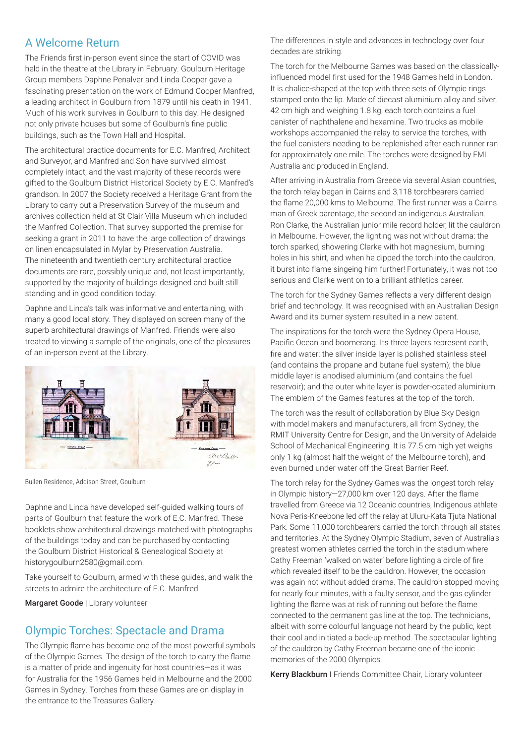## A Welcome Return

The Friends first in-person event since the start of COVID was held in the theatre at the Library in February. Goulburn Heritage Group members Daphne Penalver and Linda Cooper gave a fascinating presentation on the work of Edmund Cooper Manfred, a leading architect in Goulburn from 1879 until his death in 1941. Much of his work survives in Goulburn to this day. He designed not only private houses but some of Goulburn's fine public buildings, such as the Town Hall and Hospital.

The architectural practice documents for E.C. Manfred, Architect and Surveyor, and Manfred and Son have survived almost completely intact; and the vast majority of these records were gifted to the Goulburn District Historical Society by E.C. Manfred's grandson. In 2007 the Society received a Heritage Grant from the Library to carry out a Preservation Survey of the museum and archives collection held at St Clair Villa Museum which included the Manfred Collection. That survey supported the premise for seeking a grant in 2011 to have the large collection of drawings on linen encapsulated in Mylar by Preservation Australia. The nineteenth and twentieth century architectural practice documents are rare, possibly unique and, not least importantly, supported by the majority of buildings designed and built still standing and in good condition today.

Daphne and Linda's talk was informative and entertaining, with many a good local story. They displayed on screen many of the superb architectural drawings of Manfred. Friends were also treated to viewing a sample of the originals, one of the pleasures of an in-person event at the Library.

Bullen Residence, Addison Street, Goulburn

Daphne and Linda have developed self-guided walking tours of parts of Goulburn that feature the work of E.C. Manfred. These booklets show architectural drawings matched with photographs of the buildings today and can be purchased by contacting the Goulburn District Historical & Genealogical Society at historygoulburn2580@gmail.com.

Take yourself to Goulburn, armed with these guides, and walk the streets to admire the architecture of E.C. Manfred.

**Margaret Goode** | Library volunteer

## Olympic Torches: Spectacle and Drama

The Olympic flame has become one of the most powerful symbols of the Olympic Games. The design of the torch to carry the flame is a matter of pride and ingenuity for host countries—as it was for Australia for the 1956 Games held in Melbourne and the 2000 Games in Sydney. Torches from these Games are on display in the entrance to the Treasures Gallery.

The differences in style and advances in technology over four decades are striking.

The torch for the Melbourne Games was based on the classically-influenced model first used for the 1948 Games held in London. It is chalice-shaped at the top with three sets of Olympic rings stamped onto the lip. Made of diecast aluminium alloy and silver, 42 cm high and weighing 1.8 kg, each torch contains a fuel canister of naphthalene and hexamine. Two trucks as mobile workshops accompanied the relay to service the torches, with the fuel canisters needing to be replenished after each runner ran for approximately one mile. The torches were designed by EMI Australia and produced in England.

After arriving in Australia from Greece via several Asian countries, the torch relay began in Cairns and 3,118 torchbearers carried the flame 20,000 kms to Melbourne. The first runner was a Cairns man of Greek parentage, the second an indigenous Australian. Ron Clarke, the Australian junior mile record holder, lit the cauldron in Melbourne. However, the lighting was not without drama: the torch sparked, showering Clarke with hot magnesium, burning holes in his shirt, and when he dipped the torch into the cauldron, it burst into flame singeing him further! Fortunately, it was not too serious and Clarke went on to a brilliant athletics career.

The torch for the Sydney Games reflects a very different design brief and technology. It was recognised with an Australian Design Award and its burner system resulted in a new patent.

The inspirations for the torch were the Sydney Opera House, Pacific Ocean and boomerang. Its three layers represent earth, fire and water: the silver inside layer is polished stainless steel (and contains the propane and butane fuel system); the blue middle layer is anodised aluminium (and contains the fuel reservoir); and the outer white layer is powder-coated aluminium. The emblem of the Games features at the top of the torch.

The torch was the result of collaboration by Blue Sky Design with model makers and manufacturers, all from Sydney, the RMIT University Centre for Design, and the University of Adelaide School of Mechanical Engineering. It is 77.5 cm high yet weighs only 1 kg (almost half the weight of the Melbourne torch), and even burned under water off the Great Barrier Reef.

The torch relay for the Sydney Games was the longest torch relay in Olympic history—27,000 km over 120 days. After the flame travelled from Greece via 12 Oceanic countries, Indigenous athlete Nova Peris-Kneebone led off the relay at Uluru-Kata Tjuta National Park. Some 11,000 torchbearers carried the torch through all states and territories. At the Sydney Olympic Stadium, seven of Australia's greatest women athletes carried the torch in the stadium where Cathy Freeman 'walked on water' before lighting a circle of fire which revealed itself to be the cauldron. However, the occasion was again not without added drama. The cauldron stopped moving for nearly four minutes, with a faulty sensor, and the gas cylinder lighting the flame was at risk of running out before the flame connected to the permanent gas line at the top. The technicians, albeit with some colourful language not heard by the public, kept their cool and initiated a back-up method. The spectacular lighting of the cauldron by Cathy Freeman became one of the iconic memories of the 2000 Olympics.

**Kerry Blackburn** | Friends Committee Chair, Library volunteer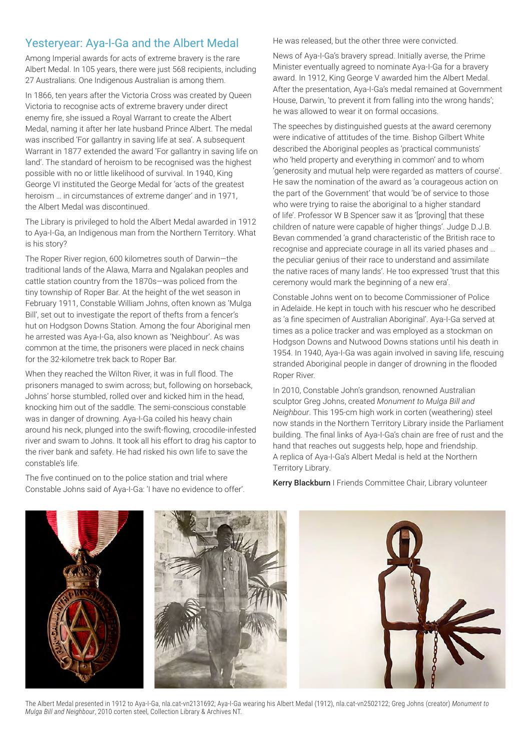## Yesteryear: Aya-I-Ga and the Albert Medal

Among Imperial awards for acts of extreme bravery is the rare Albert Medal. In 105 years, there were just 568 recipients, including 27 Australians. One Indigenous Australian is among them.

In 1866, ten years after the Victoria Cross was created by Queen Victoria to recognise acts of extreme bravery under direct enemy fire, she issued a Royal Warrant to create the Albert Medal, naming it after her late husband Prince Albert. The medal was inscribed 'For gallantry in saving life at sea'. A subsequent Warrant in 1877 extended the award 'For gallantry in saving life on land'. The standard of heroism to be recognised was the highest possible with no or little likelihood of survival. In 1940, King George VI instituted the George Medal for 'acts of the greatest heroism … in circumstances of extreme danger' and in 1971, the Albert Medal was discontinued.

The Library is privileged to hold the Albert Medal awarded in 1912 to Aya-I-Ga, an Indigenous man from the Northern Territory. What is his story?

The Roper River region, 600 kilometres south of Darwin—the traditional lands of the Alawa, Marra and Ngalakan peoples and cattle station country from the 1870s—was policed from the tiny township of Roper Bar. At the height of the wet season in February 1911, Constable William Johns, often known as 'Mulga Bill', set out to investigate the report of thefts from a fencer's hut on Hodgson Downs Station. Among the four Aboriginal men he arrested was Aya-I-Ga, also known as 'Neighbour'. As was common at the time, the prisoners were placed in neck chains for the 32-kilometre trek back to Roper Bar.

When they reached the Wilton River, it was in full flood. The prisoners managed to swim across; but, following on horseback, Johns' horse stumbled, rolled over and kicked him in the head, knocking him out of the saddle. The semi-conscious constable was in danger of drowning. Aya-I-Ga coiled his heavy chain around his neck, plunged into the swift-flowing, crocodile-infested river and swam to Johns. It took all his effort to drag his captor to the river bank and safety. He had risked his own life to save the constable's life.

The five continued on to the police station and trial where Constable Johns said of Aya-I-Ga: 'I have no evidence to offer'. He was released, but the other three were convicted.

News of Aya-I-Ga's bravery spread. Initially averse, the Prime Minister eventually agreed to nominate Aya-I-Ga for a bravery award. In 1912, King George V awarded him the Albert Medal. After the presentation, Aya-I-Ga's medal remained at Government House, Darwin, 'to prevent it from falling into the wrong hands'; he was allowed to wear it on formal occasions.

The speeches by distinguished guests at the award ceremony were indicative of attitudes of the time. Bishop Gilbert White described the Aboriginal peoples as 'practical communists' who 'held property and everything in common' and to whom 'generosity and mutual help were regarded as matters of course'. He saw the nomination of the award as 'a courageous action on the part of the Government' that would 'be of service to those who were trying to raise the aboriginal to a higher standard of life'. Professor W B Spencer saw it as '[proving] that these children of nature were capable of higher things'. Judge D.J.B. Bevan commended 'a grand characteristic of the British race to recognise and appreciate courage in all its varied phases and … the peculiar genius of their race to understand and assimilate the native races of many lands'. He too expressed 'trust that this ceremony would mark the beginning of a new era'.

Constable Johns went on to become Commissioner of Police in Adelaide. He kept in touch with his rescuer who he described as 'a fine specimen of Australian Aboriginal'. Aya-I-Ga served at times as a police tracker and was employed as a stockman on Hodgson Downs and Nutwood Downs stations until his death in 1954. In 1940, Aya-I-Ga was again involved in saving life, rescuing stranded Aboriginal people in danger of drowning in the flooded Roper River.

In 2010, Constable John's grandson, renowned Australian sculptor Greg Johns, created *Monument to Mulga Bill and Neighbour*. This 195-cm high work in corten (weathering) steel now stands in the Northern Territory Library inside the Parliament building. The final links of Aya-I-Ga's chain are free of rust and the hand that reaches out suggests help, hope and friendship. A replica of Aya-I-Ga's Albert Medal is held at the Northern Territory Library.

**Kerry Blackburn** I Friends Committee Chair, Library volunteer

The Albert Medal presented in 1912 to Aya-I-Ga, nla.cat-vn2131692; Aya-I-Ga wearing his Albert Medal (1912), nla.cat-vn2502122; Greg Johns (creator) *Monument to Mulga Bill and Neighbour*, 2010 corten steel, Collection Library & Archives NT.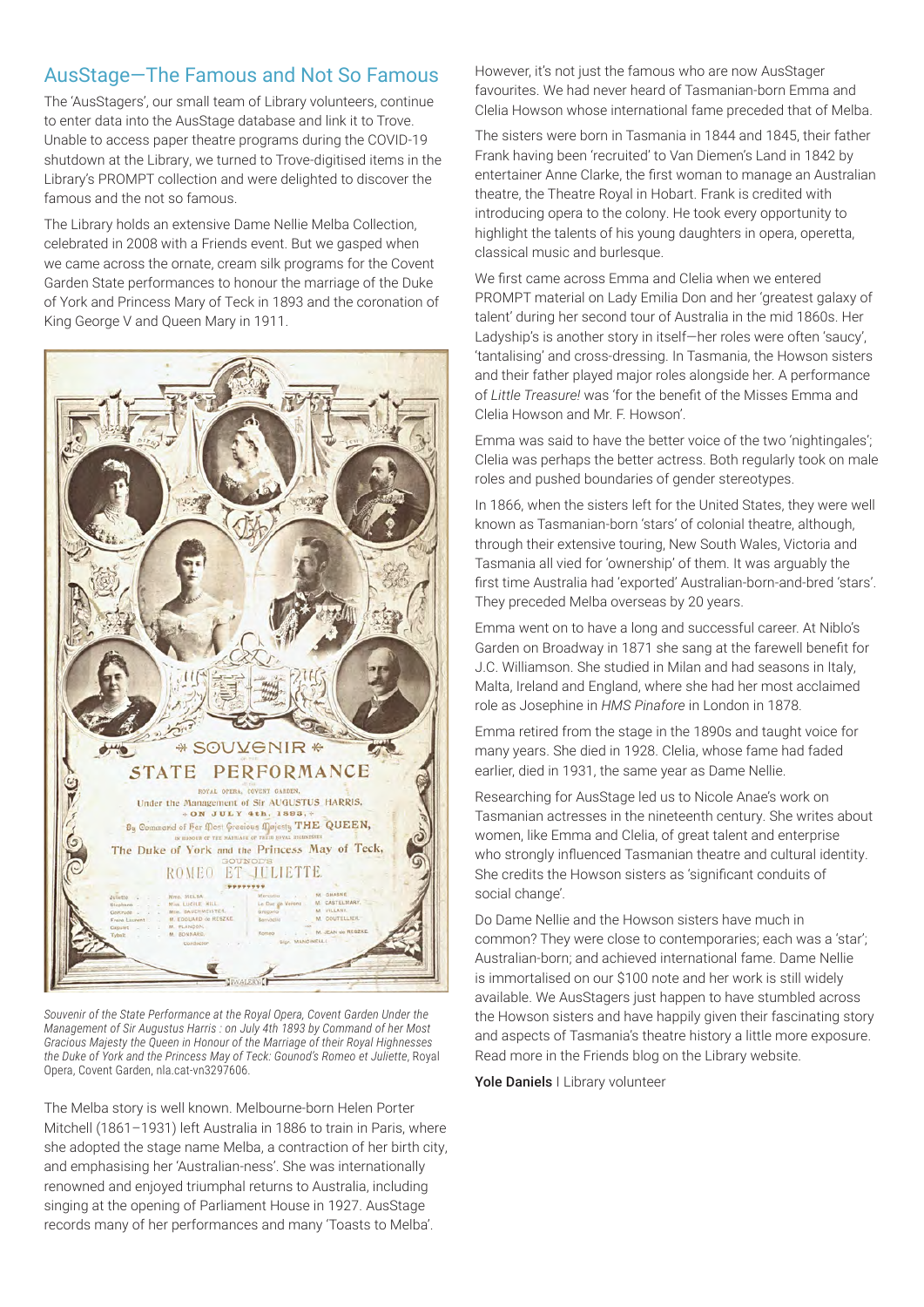## AusStage—The Famous and Not So Famous

The 'AusStagers', our small team of Library volunteers, continue to enter data into the AusStage database and link it to Trove. Unable to access paper theatre programs during the COVID-19 shutdown at the Library, we turned to Trove-digitised items in the Library's PROMPT collection and were delighted to discover the famous and the not so famous.

The Library holds an extensive Dame Nellie Melba Collection, celebrated in 2008 with a Friends event. But we gasped when we came across the ornate, cream silk programs for the Covent Garden State performances to honour the marriage of the Duke of York and Princess Mary of Teck in 1893 and the coronation of King George V and Queen Mary in 1911.

*Souvenir of the State Performance at the Royal Opera, Covent Garden Under the Management of Sir Augustus Harris : on July 4th 1893 by Command of her Most Gracious Majesty the Queen in Honour of the Marriage of their Royal Highnesses the Duke of York and the Princess May of Teck: Gounod's Romeo et Juliette*, Royal Opera, Covent Garden, nla.cat-vn3297606.

The Melba story is well known. Melbourne-born Helen Porter Mitchell (1861–1931) left Australia in 1886 to train in Paris, where she adopted the stage name Melba, a contraction of her birth city, and emphasising her 'Australian-ness'. She was internationally renowned and enjoyed triumphal returns to Australia, including singing at the opening of Parliament House in 1927. AusStage records many of her performances and many 'Toasts to Melba'.

However, it's not just the famous who are now AusStager favourites. We had never heard of Tasmanian-born Emma and Clelia Howson whose international fame preceded that of Melba.

The sisters were born in Tasmania in 1844 and 1845, their father Frank having been 'recruited' to Van Diemen's Land in 1842 by entertainer Anne Clarke, the first woman to manage an Australian theatre, the Theatre Royal in Hobart. Frank is credited with introducing opera to the colony. He took every opportunity to highlight the talents of his young daughters in opera, operetta, classical music and burlesque.

We first came across Emma and Clelia when we entered PROMPT material on Lady Emilia Don and her 'greatest galaxy of talent' during her second tour of Australia in the mid 1860s. Her Ladyship's is another story in itself—her roles were often 'saucy', 'tantalising' and cross-dressing. In Tasmania, the Howson sisters and their father played major roles alongside her. A performance of *Little Treasure!* was 'for the benefit of the Misses Emma and Clelia Howson and Mr. F. Howson'.

Emma was said to have the better voice of the two 'nightingales'; Clelia was perhaps the better actress. Both regularly took on male roles and pushed boundaries of gender stereotypes.

In 1866, when the sisters left for the United States, they were well known as Tasmanian-born 'stars' of colonial theatre, although, through their extensive touring, New South Wales, Victoria and Tasmania all vied for 'ownership' of them. It was arguably the first time Australia had 'exported' Australian-born-and-bred 'stars'. They preceded Melba overseas by 20 years.

Emma went on to have a long and successful career. At Niblo's Garden on Broadway in 1871 she sang at the farewell benefit for J.C. Williamson. She studied in Milan and had seasons in Italy, Malta, Ireland and England, where she had her most acclaimed role as Josephine in *HMS Pinafore* in London in 1878.

Emma retired from the stage in the 1890s and taught voice for many years. She died in 1928. Clelia, whose fame had faded earlier, died in 1931, the same year as Dame Nellie.

Researching for AusStage led us to Nicole Anae's work on Tasmanian actresses in the nineteenth century. She writes about women, like Emma and Clelia, of great talent and enterprise who strongly influenced Tasmanian theatre and cultural identity. She credits the Howson sisters as 'significant conduits of social change'.

Do Dame Nellie and the Howson sisters have much in common? They were close to contemporaries; each was a 'star'; Australian-born; and achieved international fame. Dame Nellie is immortalised on our $100 note and her work is still widely available. We AusStagers just happen to have stumbled across the Howson sisters and have happily given their fascinating story and aspects of Tasmania's theatre history a little more exposure. Read more in the Friends blog on the Library website.

**Yole Daniels** | Library volunteer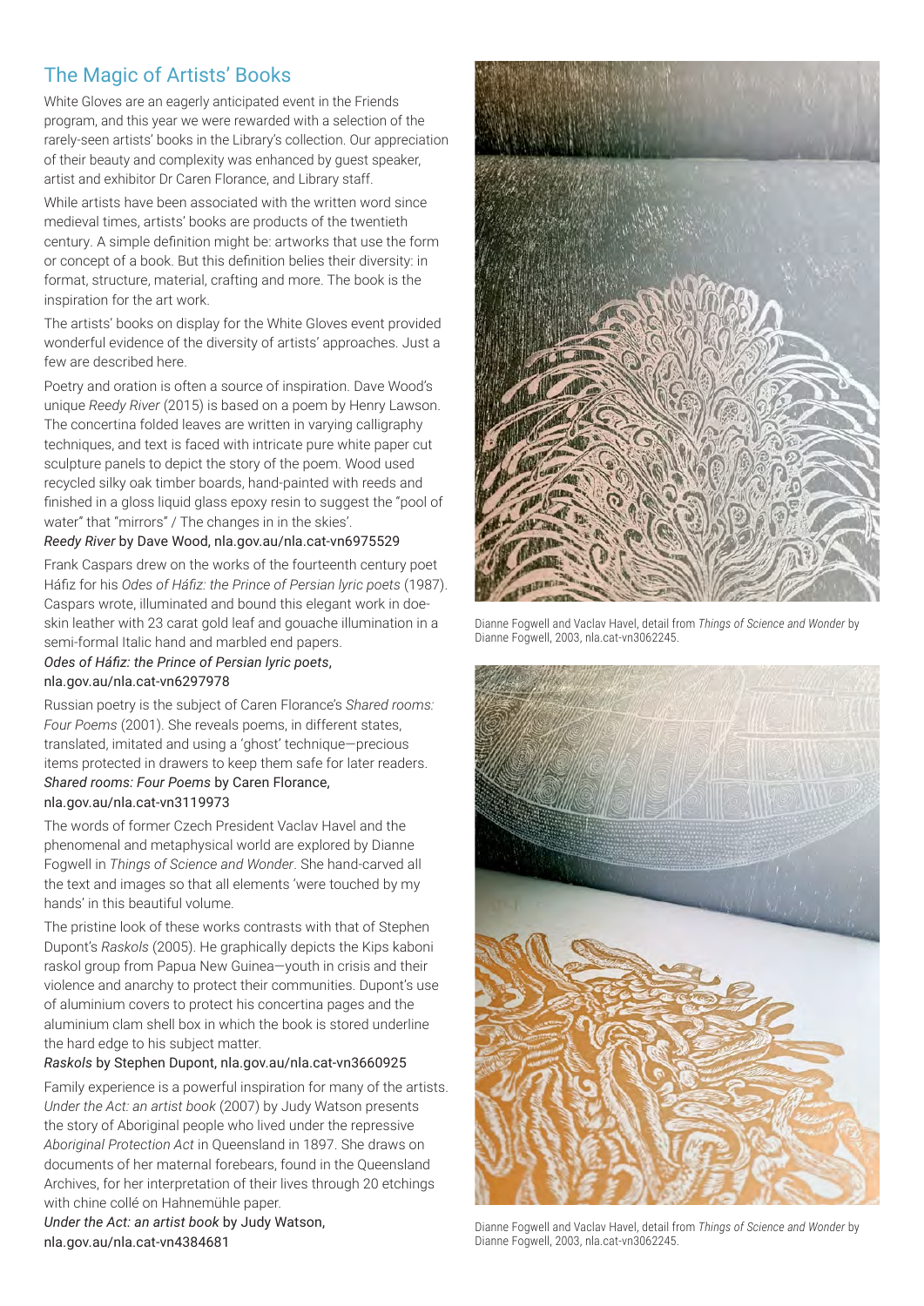## The Magic of Artists' Books

White Gloves are an eagerly anticipated event in the Friends program, and this year we were rewarded with a selection of the rarely-seen artists' books in the Library's collection. Our appreciation of their beauty and complexity was enhanced by guest speaker, artist and exhibitor Dr Caren Florance, and Library staff.

While artists have been associated with the written word since medieval times, artists' books are products of the twentieth century. A simple definition might be: artworks that use the form or concept of a book. But this definition belies their diversity: in format, structure, material, crafting and more. The book is the inspiration for the art work.

The artists' books on display for the White Gloves event provided wonderful evidence of the diversity of artists' approaches. Just a few are described here.

Poetry and oration is often a source of inspiration. Dave Wood's unique *Reedy River* (2015) is based on a poem by Henry Lawson. The concertina folded leaves are written in varying calligraphy techniques, and text is faced with intricate pure white paper cut sculpture panels to depict the story of the poem. Wood used recycled silky oak timber boards, hand-painted with reeds and finished in a gloss liquid glass epoxy resin to suggest the "pool of water" that "mirrors" / The changes in in the skies'.

*Reedy River* by Dave Wood, nla.gov.au/nla.cat-vn6975529

Frank Caspars drew on the works of the fourteenth century poet Háfiz for his *Odes of Háfiz: the Prince of Persian lyric poets* (1987). Caspars wrote, illuminated and bound this elegant work in doe-skin leather with 23 carat gold leaf and gouache illumination in a semi-formal Italic hand and marbled end papers.

*Odes of Háfiz: the Prince of Persian lyric poets*, nla.gov.au/nla.cat-vn6297978

Russian poetry is the subject of Caren Florance's *Shared rooms: Four Poems* (2001). She reveals poems, in different states, translated, imitated and using a 'ghost' technique—precious items protected in drawers to keep them safe for later readers.

*Shared rooms: Four Poems* by Caren Florance, nla.gov.au/nla.cat-vn3119973

The words of former Czech President Vaclav Havel and the phenomenal and metaphysical world are explored by Dianne Fogwell in *Things of Science and Wonder*. She hand-carved all the text and images so that all elements 'were touched by my hands' in this beautiful volume.

The pristine look of these works contrasts with that of Stephen Dupont's *Raskols* (2005). He graphically depicts the Kips kaboni raskol group from Papua New Guinea—youth in crisis and their violence and anarchy to protect their communities. Dupont's use of aluminium covers to protect his concertina pages and the aluminium clam shell box in which the book is stored underline the hard edge to his subject matter.

*Raskols* by Stephen Dupont, nla.gov.au/nla.cat-vn3660925

Family experience is a powerful inspiration for many of the artists. *Under the Act: an artist book* (2007) by Judy Watson presents the story of Aboriginal people who lived under the repressive *Aboriginal Protection Act* in Queensland in 1897. She draws on documents of her maternal forebears, found in the Queensland Archives, for her interpretation of their lives through 20 etchings with chine collé on Hahnemühle paper.

*Under the Act: an artist book* by Judy Watson, nla.gov.au/nla.cat-vn4384681

Dianne Fogwell and Vaclav Havel, detail from *Things of Science and Wonder* by Dianne Fogwell, 2003, nla.cat-vn3062245.

Dianne Fogwell and Vaclav Havel, detail from *Things of Science and Wonder* by Dianne Fogwell, 2003, nla.cat-vn3062245.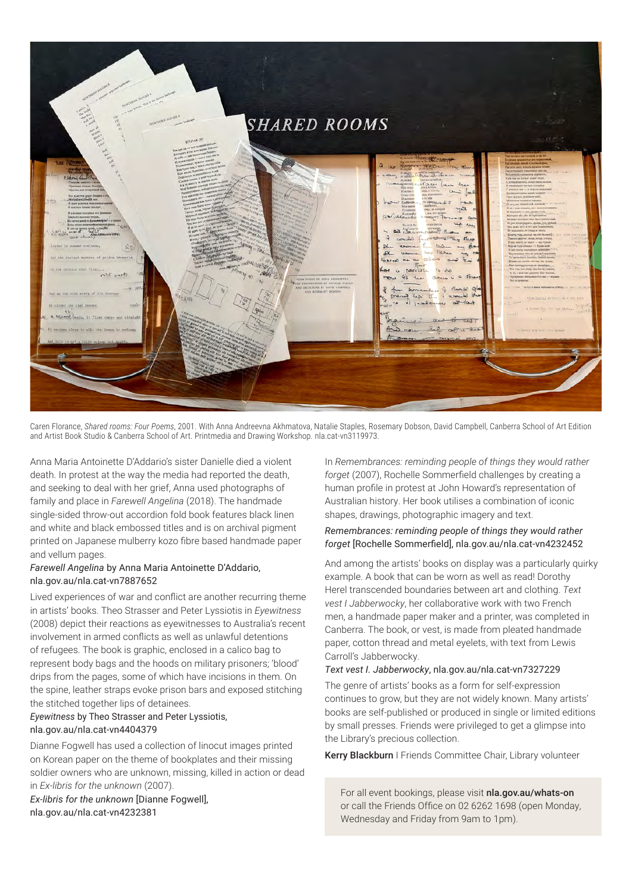Caren Florance, *Shared rooms: Four Poems*, 2001. With Anna Andreevna Akhmatova, Natalie Staples, Rosemary Dobson, David Campbell, Canberra School of Art Edition and Artist Book Studio & Canberra School of Art. Printmedia and Drawing Workshop. nla.cat-vn3119973.

Anna Maria Antoinette D'Addario's sister Danielle died a violent death. In protest at the way the media had reported the death, and seeking to deal with her grief, Anna used photographs of family and place in *Farewell Angelina* (2018). The handmade single-sided throw-out accordion fold book features black linen and white and black embossed titles and is on archival pigment printed on Japanese mulberry kozo fibre based handmade paper and vellum pages.

*Farewell Angelina* by Anna Maria Antoinette D'Addario, nla.gov.au/nla.cat-vn7887652

Lived experiences of war and conflict are another recurring theme in artists' books. Theo Strasser and Peter Lyssiotis in *Eyewitness* (2008) depict their reactions as eyewitnesses to Australia's recent involvement in armed conflicts as well as unlawful detentions of refugees. The book is graphic, enclosed in a calico bag to represent body bags and the hoods on military prisoners; 'blood' drips from the pages, some of which have incisions in them. On the spine, leather straps evoke prison bars and exposed stitching the stitched together lips of detainees.

*Eyewitness* by Theo Strasser and Peter Lyssiotis, nla.gov.au/nla.cat-vn4404379

Dianne Fogwell has used a collection of linocut images printed on Korean paper on the theme of bookplates and their missing soldier owners who are unknown, missing, killed in action or dead in *Ex-libris for the unknown* (2007).

*Ex-libris for the unknown* [Dianne Fogwell], nla.gov.au/nla.cat-vn4232381

In *Remembrances: reminding people of things they would rather forget* (2007), Rochelle Sommerfield challenges by creating a human profile in protest at John Howard's representation of Australian history. Her book utilises a combination of iconic shapes, drawings, photographic imagery and text.

*Remembrances: reminding people of things they would rather forget* [Rochelle Sommerfield], nla.gov.au/nla.cat-vn4232452

And among the artists' books on display was a particularly quirky example. A book that can be worn as well as read! Dorothy Herel transcended boundaries between art and clothing. *Text vest I Jabberwocky*, her collaborative work with two French men, a handmade paper maker and a printer, was completed in Canberra. The book, or vest, is made from pleated handmade paper, cotton thread and metal eyelets, with text from Lewis Carroll's Jabberwocky.

*Text vest I. Jabberwocky*, nla.gov.au/nla.cat-vn7327229

The genre of artists' books as a form for self-expression continues to grow, but they are not widely known. Many artists' books are self-published or produced in single or limited editions by small presses. Friends were privileged to get a glimpse into the Library's precious collection.

**Kerry Blackburn** I Friends Committee Chair, Library volunteer

For all event bookings, please visit **nla.gov.au/whats-on** or call the Friends Office on 02 6262 1698 (open Monday, Wednesday and Friday from 9am to 1pm).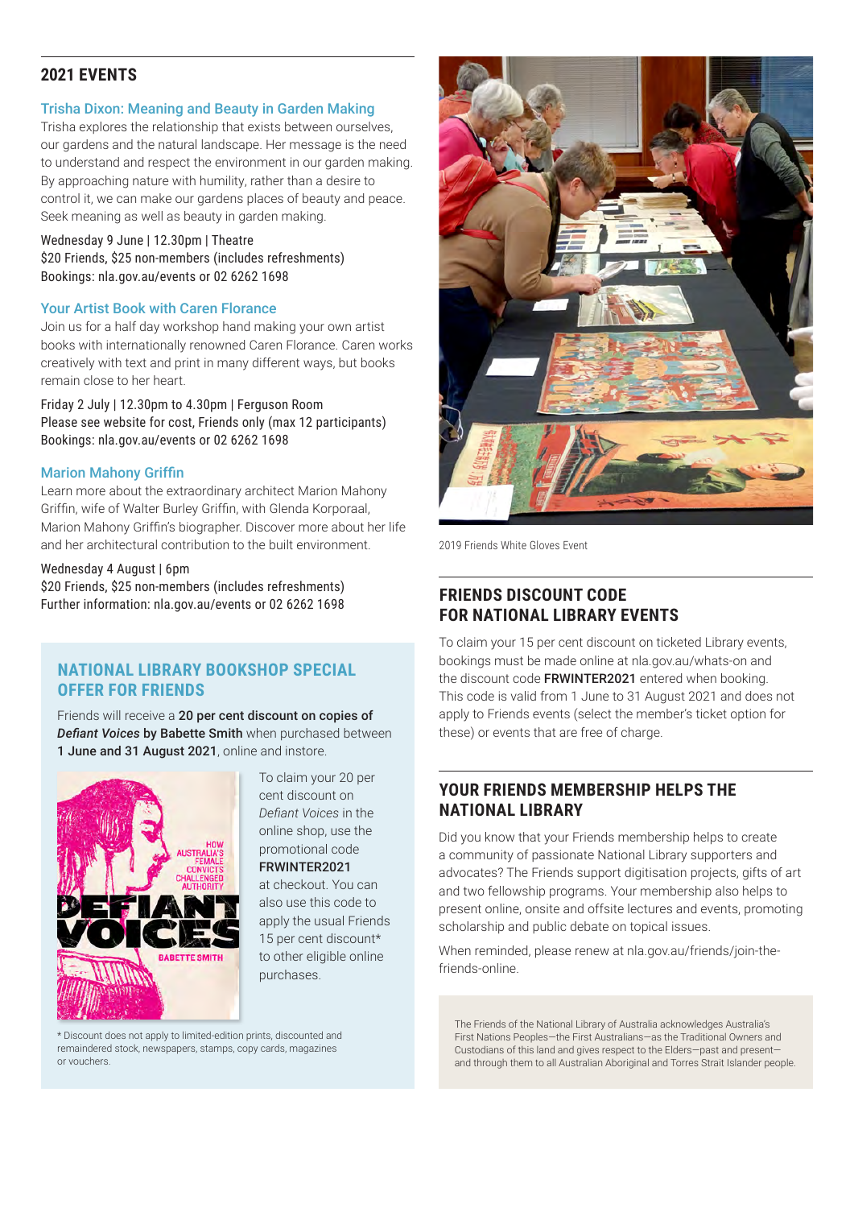## 2021 EVENTS

### Trisha Dixon: Meaning and Beauty in Garden Making

Trisha explores the relationship that exists between ourselves, our gardens and the natural landscape. Her message is the need to understand and respect the environment in our garden making. By approaching nature with humility, rather than a desire to control it, we can make our gardens places of beauty and peace. Seek meaning as well as beauty in garden making.

Wednesday 9 June | 12.30pm | Theatre
$20 Friends, $25 non-members (includes refreshments)
Bookings: nla.gov.au/events or 02 6262 1698

### Your Artist Book with Caren Florance

Join us for a half day workshop hand making your own artist books with internationally renowned Caren Florance. Caren works creatively with text and print in many different ways, but books remain close to her heart.

Friday 2 July | 12.30pm to 4.30pm | Ferguson Room
Please see website for cost, Friends only (max 12 participants)
Bookings: nla.gov.au/events or 02 6262 1698

### Marion Mahony Griffin

Learn more about the extraordinary architect Marion Mahony Griffin, wife of Walter Burley Griffin, with Glenda Korporaal, Marion Mahony Griffin's biographer. Discover more about her life and her architectural contribution to the built environment.

Wednesday 4 August | 6pm
$20 Friends, $25 non-members (includes refreshments)
Further information: nla.gov.au/events or 02 6262 1698

## NATIONAL LIBRARY BOOKSHOP SPECIAL OFFER FOR FRIENDS

Friends will receive a **20 per cent discount on copies of *Defiant Voices* by Babette Smith** when purchased between **1 June and 31 August 2021**, online and instore.

To claim your 20 per cent discount on *Defiant Voices* in the online shop, use the promotional code **FRWINTER2021** at checkout. You can also use this code to apply the usual Friends 15 per cent discount* to other eligible online purchases.

\* Discount does not apply to limited-edition prints, discounted and remaindered stock, newspapers, stamps, copy cards, magazines or vouchers.

2019 Friends White Gloves Event

## FRIENDS DISCOUNT CODE FOR NATIONAL LIBRARY EVENTS

To claim your 15 per cent discount on ticketed Library events, bookings must be made online at nla.gov.au/whats-on and the discount code **FRWINTER2021** entered when booking. This code is valid from 1 June to 31 August 2021 and does not apply to Friends events (select the member's ticket option for these) or events that are free of charge.

## YOUR FRIENDS MEMBERSHIP HELPS THE NATIONAL LIBRARY

Did you know that your Friends membership helps to create a community of passionate National Library supporters and advocates? The Friends support digitisation projects, gifts of art and two fellowship programs. Your membership also helps to present online, onsite and offsite lectures and events, promoting scholarship and public debate on topical issues.

When reminded, please renew at nla.gov.au/friends/join-the-friends-online.

The Friends of the National Library of Australia acknowledges Australia's First Nations Peoples—the First Australians—as the Traditional Owners and Custodians of this land and gives respect to the Elders—past and present—and through them to all Australian Aboriginal and Torres Strait Islander people.